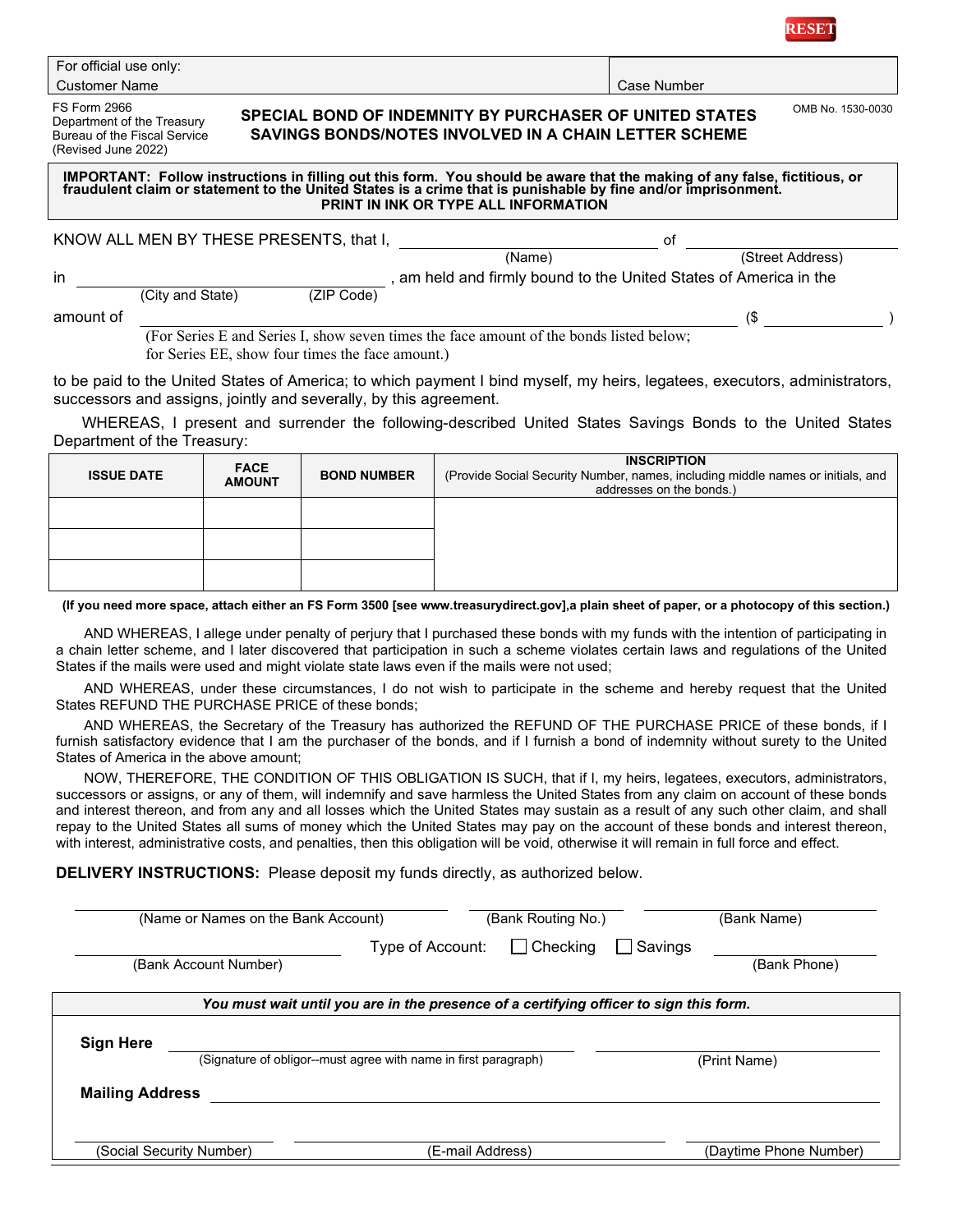RESET

| For official use only: | |
| --- | --- |
| Customer Name | Case Number |

FS Form 2966
Department of the Treasury
Bureau of the Fiscal Service
(Revised June 2022)

OMB No. 1530-0030

# SPECIAL BOND OF INDEMNITY BY PURCHASER OF UNITED STATES SAVINGS BONDS/NOTES INVOLVED IN A CHAIN LETTER SCHEME

**IMPORTANT: Follow instructions in filling out this form. You should be aware that the making of any false, fictitious, or fraudulent claim or statement to the United States is a crime that is punishable by fine and/or imprisonment.**
**PRINT IN INK OR TYPE ALL INFORMATION**

KNOW ALL MEN BY THESE PRESENTS, that I, ______________________ (Name) of ______________________ (Street Address)

in ______________________ (City and State) (ZIP Code), am held and firmly bound to the United States of America in the

amount of ______________________ ($ ____________ )
(For Series E and Series I, show seven times the face amount of the bonds listed below; for Series EE, show four times the face amount.)

to be paid to the United States of America; to which payment I bind myself, my heirs, legatees, executors, administrators, successors and assigns, jointly and severally, by this agreement.

WHEREAS, I present and surrender the following-described United States Savings Bonds to the United States Department of the Treasury:

| ISSUE DATE | FACE AMOUNT | BOND NUMBER | INSCRIPTION (Provide Social Security Number, names, including middle names or initials, and addresses on the bonds.) |
| --- | --- | --- | --- |
| | | | |
| | | | |
| | | | |

**(If you need more space, attach either an FS Form 3500 [see www.treasurydirect.gov], a plain sheet of paper, or a photocopy of this section.)**

AND WHEREAS, I allege under penalty of perjury that I purchased these bonds with my funds with the intention of participating in a chain letter scheme, and I later discovered that participation in such a scheme violates certain laws and regulations of the United States if the mails were used and might violate state laws even if the mails were not used;

AND WHEREAS, under these circumstances, I do not wish to participate in the scheme and hereby request that the United States REFUND THE PURCHASE PRICE of these bonds;

AND WHEREAS, the Secretary of the Treasury has authorized the REFUND OF THE PURCHASE PRICE of these bonds, if I furnish satisfactory evidence that I am the purchaser of the bonds, and if I furnish a bond of indemnity without surety to the United States of America in the above amount;

NOW, THEREFORE, THE CONDITION OF THIS OBLIGATION IS SUCH, that if I, my heirs, legatees, executors, administrators, successors or assigns, or any of them, will indemnify and save harmless the United States from any claim on account of these bonds and interest thereon, and from any and all losses which the United States may sustain as a result of any such other claim, and shall repay to the United States all sums of money which the United States may pay on the account of these bonds and interest thereon, with interest, administrative costs, and penalties, then this obligation will be void, otherwise it will remain in full force and effect.

**DELIVERY INSTRUCTIONS:** Please deposit my funds directly, as authorized below.

______________________ (Name or Names on the Bank Account) ______________ (Bank Routing No.) ______________ (Bank Name)

______________________ (Bank Account Number) Type of Account: ☐ Checking ☐ Savings ______________ (Bank Phone)

***You must wait until you are in the presence of a certifying officer to sign this form.***

**Sign Here** ______________________ (Signature of obligor--must agree with name in first paragraph) ______________ (Print Name)

**Mailing Address** ______________________

______________ (Social Security Number) ______________ (E-mail Address) ______________ (Daytime Phone Number)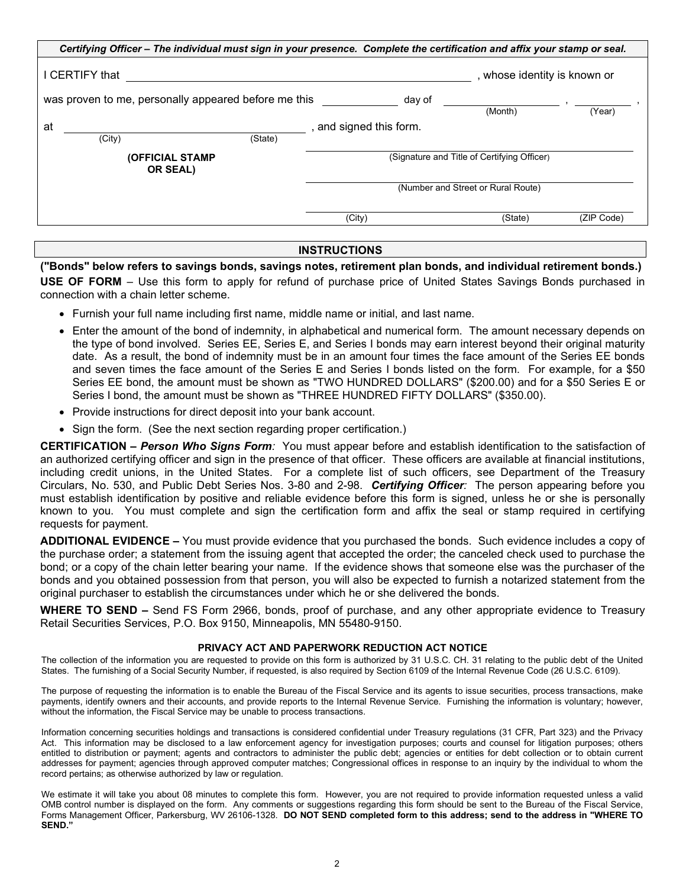**_Certifying Officer – The individual must sign in your presence. Complete the certification and affix your stamp or seal._**

I CERTIFY that \_\_\_\_\_\_\_\_\_\_\_\_\_\_\_\_\_\_\_\_\_\_\_\_\_\_\_\_\_\_\_\_\_\_\_\_\_\_\_\_, whose identity is known or was proven to me, personally appeared before me this \_\_\_\_\_\_\_\_ day of \_\_\_\_\_\_\_\_\_\_\_\_ (Month), \_\_\_\_\_\_\_ (Year), at \_\_\_\_\_\_\_\_\_\_\_\_ (City) \_\_\_\_\_\_\_\_ (State), and signed this form.

**(OFFICIAL STAMP OR SEAL)**

\_\_\_\_\_\_\_\_\_\_\_\_\_\_\_\_\_\_\_\_\_\_\_\_\_\_\_\_\_\_\_\_\_\_\_\_\_\_\_\_
(Signature and Title of Certifying Officer)

\_\_\_\_\_\_\_\_\_\_\_\_\_\_\_\_\_\_\_\_\_\_\_\_\_\_\_\_\_\_\_\_\_\_\_\_\_\_\_\_
(Number and Street or Rural Route)

\_\_\_\_\_\_\_\_\_\_\_\_\_\_\_\_\_\_\_\_\_\_\_\_\_\_\_\_\_\_\_\_\_\_\_\_\_\_\_\_
(City) (State) (ZIP Code)

## INSTRUCTIONS

**("Bonds" below refers to savings bonds, savings notes, retirement plan bonds, and individual retirement bonds.)**

**USE OF FORM** – Use this form to apply for refund of purchase price of United States Savings Bonds purchased in connection with a chain letter scheme.

- Furnish your full name including first name, middle name or initial, and last name.
- Enter the amount of the bond of indemnity, in alphabetical and numerical form. The amount necessary depends on the type of bond involved. Series EE, Series E, and Series I bonds may earn interest beyond their original maturity date. As a result, the bond of indemnity must be in an amount four times the face amount of the Series EE bonds and seven times the face amount of the Series E and Series I bonds listed on the form. For example, for a $50 Series EE bond, the amount must be shown as "TWO HUNDRED DOLLARS" ($200.00) and for a $50 Series E or Series I bond, the amount must be shown as "THREE HUNDRED FIFTY DOLLARS" ($350.00).
- Provide instructions for direct deposit into your bank account.
- Sign the form. (See the next section regarding proper certification.)

**CERTIFICATION –** ***Person Who Signs Form:*** You must appear before and establish identification to the satisfaction of an authorized certifying officer and sign in the presence of that officer. These officers are available at financial institutions, including credit unions, in the United States. For a complete list of such officers, see Department of the Treasury Circulars, No. 530, and Public Debt Series Nos. 3-80 and 2-98. ***Certifying Officer:*** The person appearing before you must establish identification by positive and reliable evidence before this form is signed, unless he or she is personally known to you. You must complete and sign the certification form and affix the seal or stamp required in certifying requests for payment.

**ADDITIONAL EVIDENCE –** You must provide evidence that you purchased the bonds. Such evidence includes a copy of the purchase order; a statement from the issuing agent that accepted the order; the canceled check used to purchase the bond; or a copy of the chain letter bearing your name. If the evidence shows that someone else was the purchaser of the bonds and you obtained possession from that person, you will also be expected to furnish a notarized statement from the original purchaser to establish the circumstances under which he or she delivered the bonds.

**WHERE TO SEND –** Send FS Form 2966, bonds, proof of purchase, and any other appropriate evidence to Treasury Retail Securities Services, P.O. Box 9150, Minneapolis, MN 55480-9150.

### PRIVACY ACT AND PAPERWORK REDUCTION ACT NOTICE

The collection of the information you are requested to provide on this form is authorized by 31 U.S.C. CH. 31 relating to the public debt of the United States. The furnishing of a Social Security Number, if requested, is also required by Section 6109 of the Internal Revenue Code (26 U.S.C. 6109).

The purpose of requesting the information is to enable the Bureau of the Fiscal Service and its agents to issue securities, process transactions, make payments, identify owners and their accounts, and provide reports to the Internal Revenue Service. Furnishing the information is voluntary; however, without the information, the Fiscal Service may be unable to process transactions.

Information concerning securities holdings and transactions is considered confidential under Treasury regulations (31 CFR, Part 323) and the Privacy Act. This information may be disclosed to a law enforcement agency for investigation purposes; courts and counsel for litigation purposes; others entitled to distribution or payment; agents and contractors to administer the public debt; agencies or entities for debt collection or to obtain current addresses for payment; agencies through approved computer matches; Congressional offices in response to an inquiry by the individual to whom the record pertains; as otherwise authorized by law or regulation.

We estimate it will take you about 08 minutes to complete this form. However, you are not required to provide information requested unless a valid OMB control number is displayed on the form. Any comments or suggestions regarding this form should be sent to the Bureau of the Fiscal Service, Forms Management Officer, Parkersburg, WV 26106-1328. **DO NOT SEND completed form to this address; send to the address in "WHERE TO SEND."**